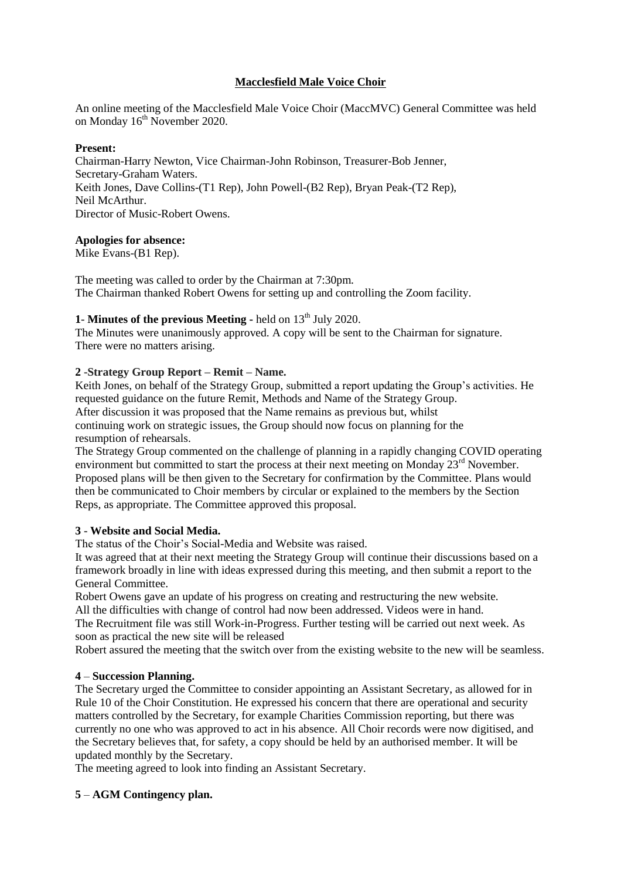# Macclesfield Male Voice Choir

An online meeting of the Macclesfield Male Voice Choir (MaccMVC) General Committee was held on Monday 16th November 2020.

**Present:**
Chairman-Harry Newton, Vice Chairman-John Robinson, Treasurer-Bob Jenner, Secretary-Graham Waters.
Keith Jones, Dave Collins-(T1 Rep), John Powell-(B2 Rep), Bryan Peak-(T2 Rep), Neil McArthur.
Director of Music-Robert Owens.

**Apologies for absence:**
Mike Evans-(B1 Rep).

The meeting was called to order by the Chairman at 7:30pm.
The Chairman thanked Robert Owens for setting up and controlling the Zoom facility.

**1- Minutes of the previous Meeting -** held on 13th July 2020.
The Minutes were unanimously approved. A copy will be sent to the Chairman for signature.
There were no matters arising.

**2 -Strategy Group Report – Remit – Name.**
Keith Jones, on behalf of the Strategy Group, submitted a report updating the Group's activities. He requested guidance on the future Remit, Methods and Name of the Strategy Group.
After discussion it was proposed that the Name remains as previous but, whilst continuing work on strategic issues, the Group should now focus on planning for the resumption of rehearsals.
The Strategy Group commented on the challenge of planning in a rapidly changing COVID operating environment but committed to start the process at their next meeting on Monday 23rd November. Proposed plans will be then given to the Secretary for confirmation by the Committee. Plans would then be communicated to Choir members by circular or explained to the members by the Section Reps, as appropriate. The Committee approved this proposal.

**3 - Website and Social Media.**
The status of the Choir's Social-Media and Website was raised.
It was agreed that at their next meeting the Strategy Group will continue their discussions based on a framework broadly in line with ideas expressed during this meeting, and then submit a report to the General Committee.
Robert Owens gave an update of his progress on creating and restructuring the new website.
All the difficulties with change of control had now been addressed. Videos were in hand.
The Recruitment file was still Work-in-Progress. Further testing will be carried out next week. As soon as practical the new site will be released
Robert assured the meeting that the switch over from the existing website to the new will be seamless.

**4 – Succession Planning.**
The Secretary urged the Committee to consider appointing an Assistant Secretary, as allowed for in Rule 10 of the Choir Constitution. He expressed his concern that there are operational and security matters controlled by the Secretary, for example Charities Commission reporting, but there was currently no one who was approved to act in his absence. All Choir records were now digitised, and the Secretary believes that, for safety, a copy should be held by an authorised member. It will be updated monthly by the Secretary.
The meeting agreed to look into finding an Assistant Secretary.

**5 – AGM Contingency plan.**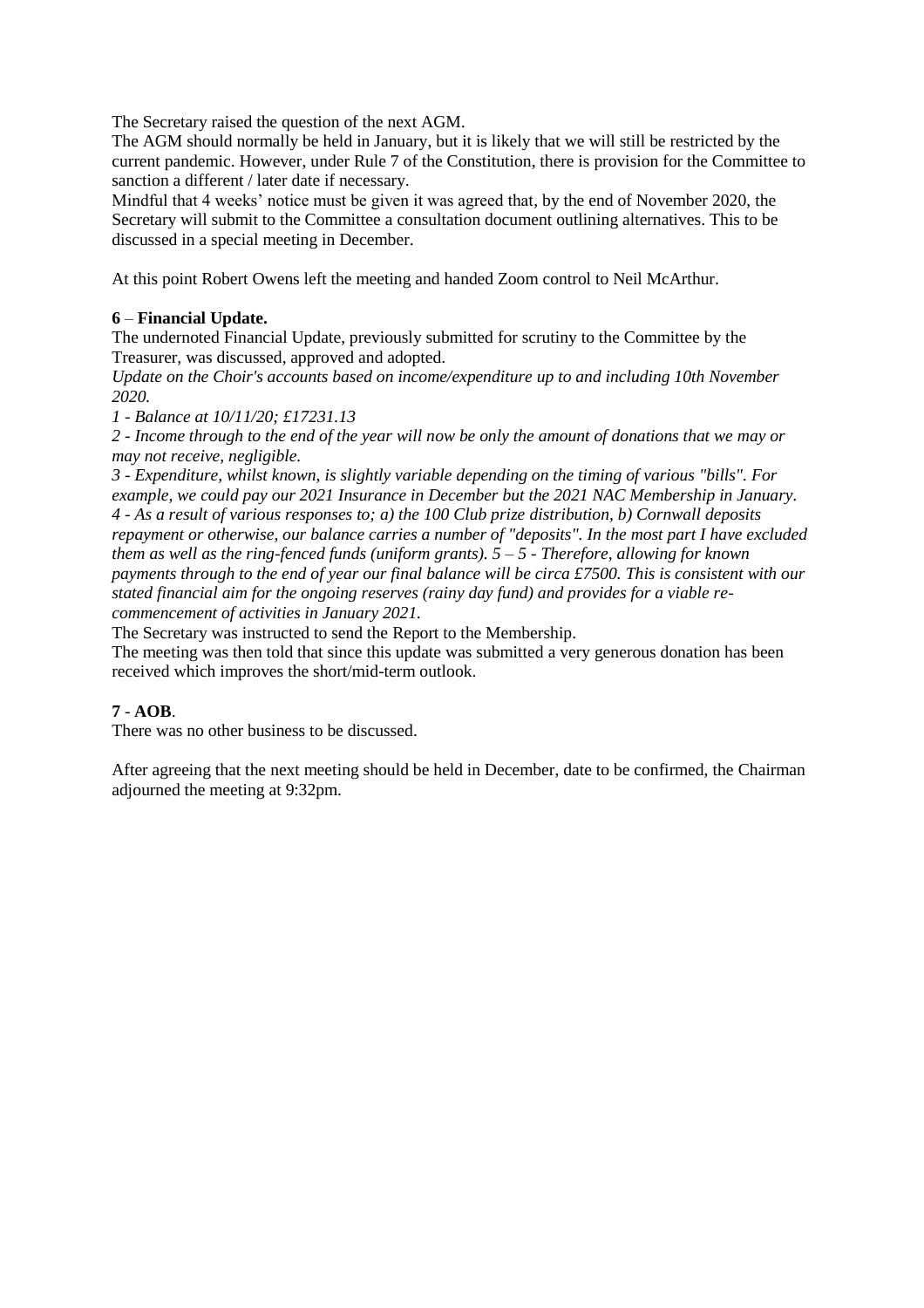The Secretary raised the question of the next AGM.

The AGM should normally be held in January, but it is likely that we will still be restricted by the current pandemic. However, under Rule 7 of the Constitution, there is provision for the Committee to sanction a different / later date if necessary.

Mindful that 4 weeks' notice must be given it was agreed that, by the end of November 2020, the Secretary will submit to the Committee a consultation document outlining alternatives. This to be discussed in a special meeting in December.

At this point Robert Owens left the meeting and handed Zoom control to Neil McArthur.

**6** – **Financial Update.**

The undernoted Financial Update, previously submitted for scrutiny to the Committee by the Treasurer, was discussed, approved and adopted.

*Update on the Choir's accounts based on income/expenditure up to and including 10th November 2020.*

*1 - Balance at 10/11/20; £17231.13*

*2 - Income through to the end of the year will now be only the amount of donations that we may or may not receive, negligible.*

*3 - Expenditure, whilst known, is slightly variable depending on the timing of various "bills". For example, we could pay our 2021 Insurance in December but the 2021 NAC Membership in January.*

*4 - As a result of various responses to; a) the 100 Club prize distribution, b) Cornwall deposits repayment or otherwise, our balance carries a number of "deposits". In the most part I have excluded them as well as the ring-fenced funds (uniform grants). 5 – 5 - Therefore, allowing for known payments through to the end of year our final balance will be circa £7500. This is consistent with our stated financial aim for the ongoing reserves (rainy day fund) and provides for a viable re-commencement of activities in January 2021.*

The Secretary was instructed to send the Report to the Membership.

The meeting was then told that since this update was submitted a very generous donation has been received which improves the short/mid-term outlook.

**7** - **AOB**.

There was no other business to be discussed.

After agreeing that the next meeting should be held in December, date to be confirmed, the Chairman adjourned the meeting at 9:32pm.